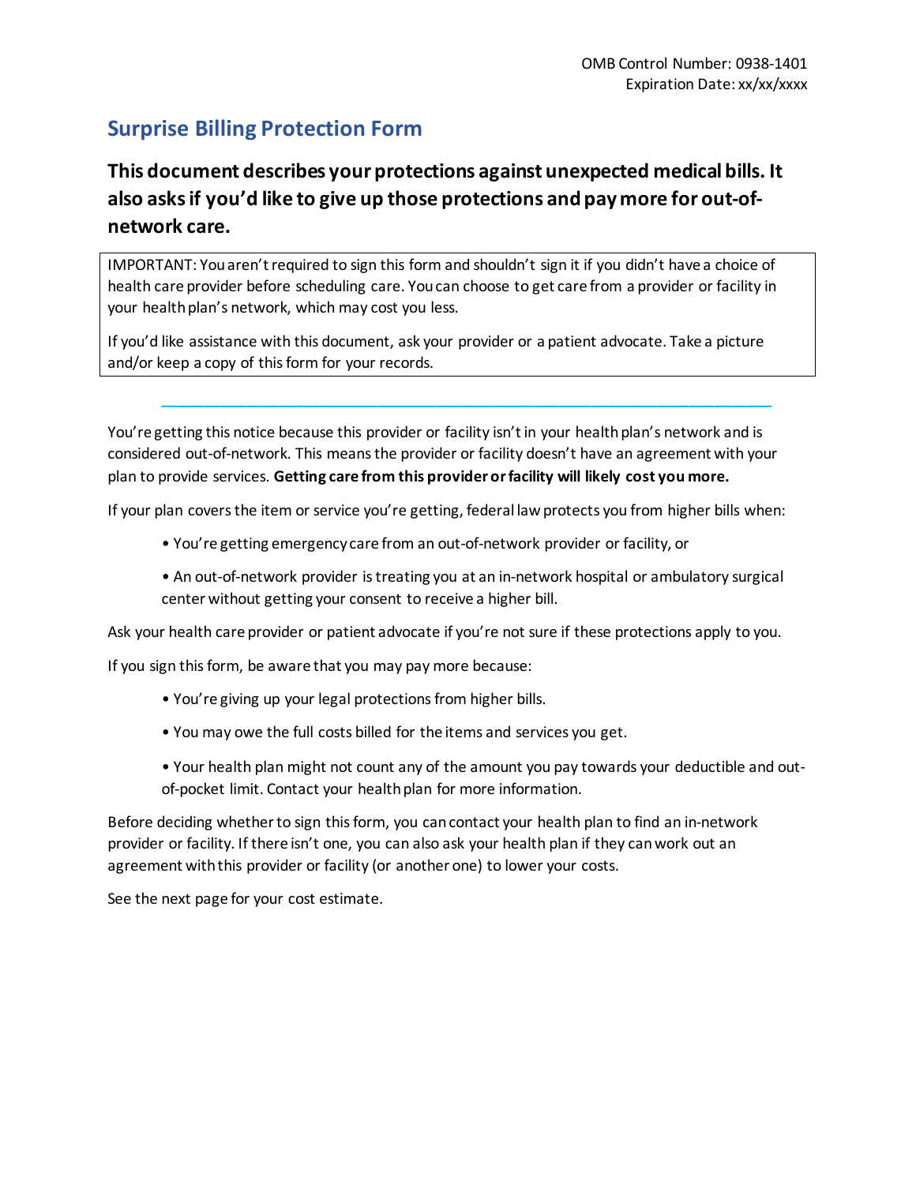OMB Control Number: 0938-1401
Expiration Date: xx/xx/xxxx

## Surprise Billing Protection Form

### This document describes your protections against unexpected medical bills. It also asks if you'd like to give up those protections and pay more for out-of-network care.

IMPORTANT: You aren't required to sign this form and shouldn't sign it if you didn't have a choice of health care provider before scheduling care. You can choose to get care from a provider or facility in your health plan's network, which may cost you less.

If you'd like assistance with this document, ask your provider or a patient advocate. Take a picture and/or keep a copy of this form for your records.

---

You're getting this notice because this provider or facility isn't in your health plan's network and is considered out-of-network. This means the provider or facility doesn't have an agreement with your plan to provide services. **Getting care from this provider or facility will likely cost you more.**

If your plan covers the item or service you're getting, federal law protects you from higher bills when:

- You're getting emergency care from an out-of-network provider or facility, or
- An out-of-network provider is treating you at an in-network hospital or ambulatory surgical center without getting your consent to receive a higher bill.

Ask your health care provider or patient advocate if you're not sure if these protections apply to you.

If you sign this form, be aware that you may pay more because:

- You're giving up your legal protections from higher bills.
- You may owe the full costs billed for the items and services you get.
- Your health plan might not count any of the amount you pay towards your deductible and out-of-pocket limit. Contact your health plan for more information.

Before deciding whether to sign this form, you can contact your health plan to find an in-network provider or facility. If there isn't one, you can also ask your health plan if they can work out an agreement with this provider or facility (or another one) to lower your costs.

See the next page for your cost estimate.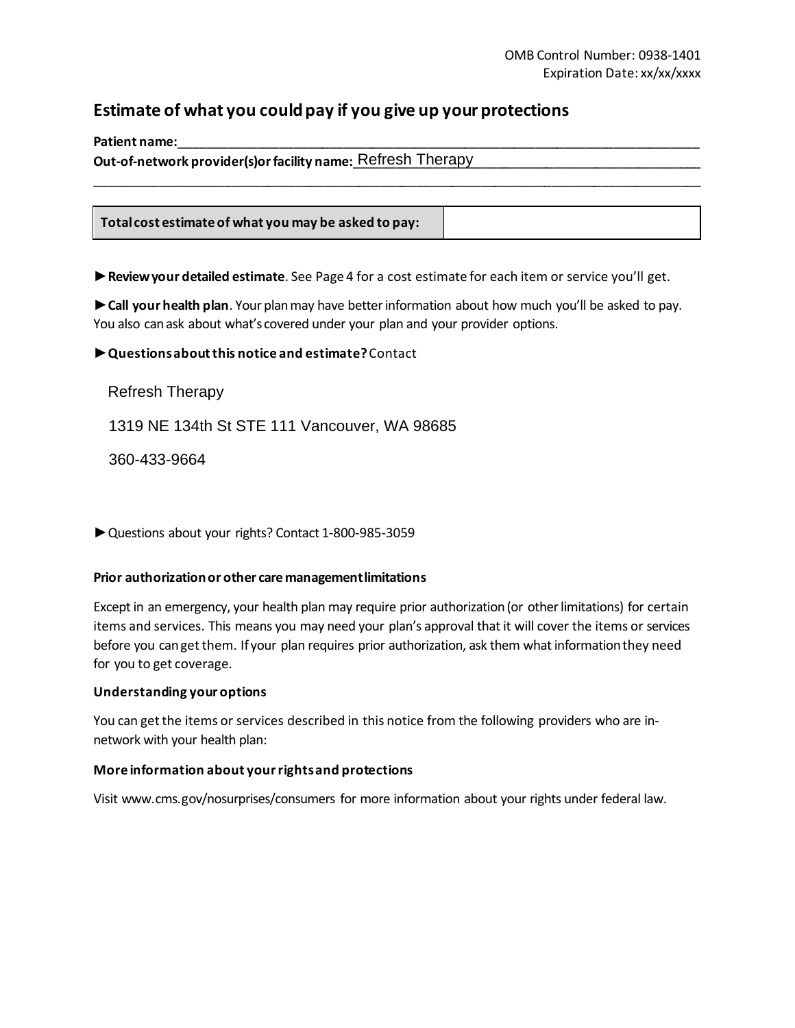OMB Control Number: 0938-1401
Expiration Date: xx/xx/xxxx

## Estimate of what you could pay if you give up your protections

**Patient name:**_______________________________________________

**Out-of-network provider(s) or facility name:** Refresh Therapy

_______________________________________________

| **Total cost estimate of what you may be asked to pay:** | |
|---|---|

► **Review your detailed estimate**. See Page 4 for a cost estimate for each item or service you'll get.

► **Call your health plan**. Your plan may have better information about how much you'll be asked to pay. You also can ask about what's covered under your plan and your provider options.

► **Questions about this notice and estimate?** Contact

Refresh Therapy

1319 NE 134th St STE 111 Vancouver, WA 98685

360-433-9664

► Questions about your rights? Contact 1-800-985-3059

**Prior authorization or other care management limitations**

Except in an emergency, your health plan may require prior authorization (or other limitations) for certain items and services. This means you may need your plan's approval that it will cover the items or services before you can get them. If your plan requires prior authorization, ask them what information they need for you to get coverage.

**Understanding your options**

You can get the items or services described in this notice from the following providers who are in-network with your health plan:

**More information about your rights and protections**

Visit www.cms.gov/nosurprises/consumers for more information about your rights under federal law.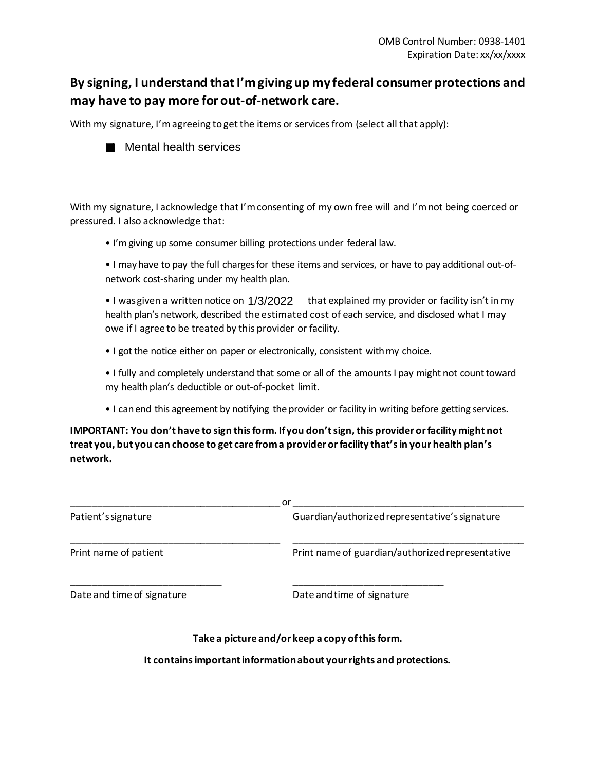OMB Control Number: 0938-1401
Expiration Date: xx/xx/xxxx

## By signing, I understand that I'm giving up my federal consumer protections and may have to pay more for out-of-network care.

With my signature, I'm agreeing to get the items or services from (select all that apply):

- [x] Mental health services

With my signature, I acknowledge that I'm consenting of my own free will and I'm not being coerced or pressured. I also acknowledge that:

- I'm giving up some consumer billing protections under federal law.
- I may have to pay the full charges for these items and services, or have to pay additional out-of-network cost-sharing under my health plan.
- I was given a written notice on 1/3/2022 that explained my provider or facility isn't in my health plan's network, described the estimated cost of each service, and disclosed what I may owe if I agree to be treated by this provider or facility.
- I got the notice either on paper or electronically, consistent with my choice.
- I fully and completely understand that some or all of the amounts I pay might not count toward my health plan's deductible or out-of-pocket limit.
- I can end this agreement by notifying the provider or facility in writing before getting services.

**IMPORTANT: You don't have to sign this form. If you don't sign, this provider or facility might not treat you, but you can choose to get care from a provider or facility that's in your health plan's network.**

_______________________________________ or _______________________________________

Patient's signature | Guardian/authorized representative's signature

_______________________________________ _______________________________________

Print name of patient | Print name of guardian/authorized representative

____________________________ ____________________________

Date and time of signature | Date and time of signature

**Take a picture and/or keep a copy of this form.**

**It contains important information about your rights and protections.**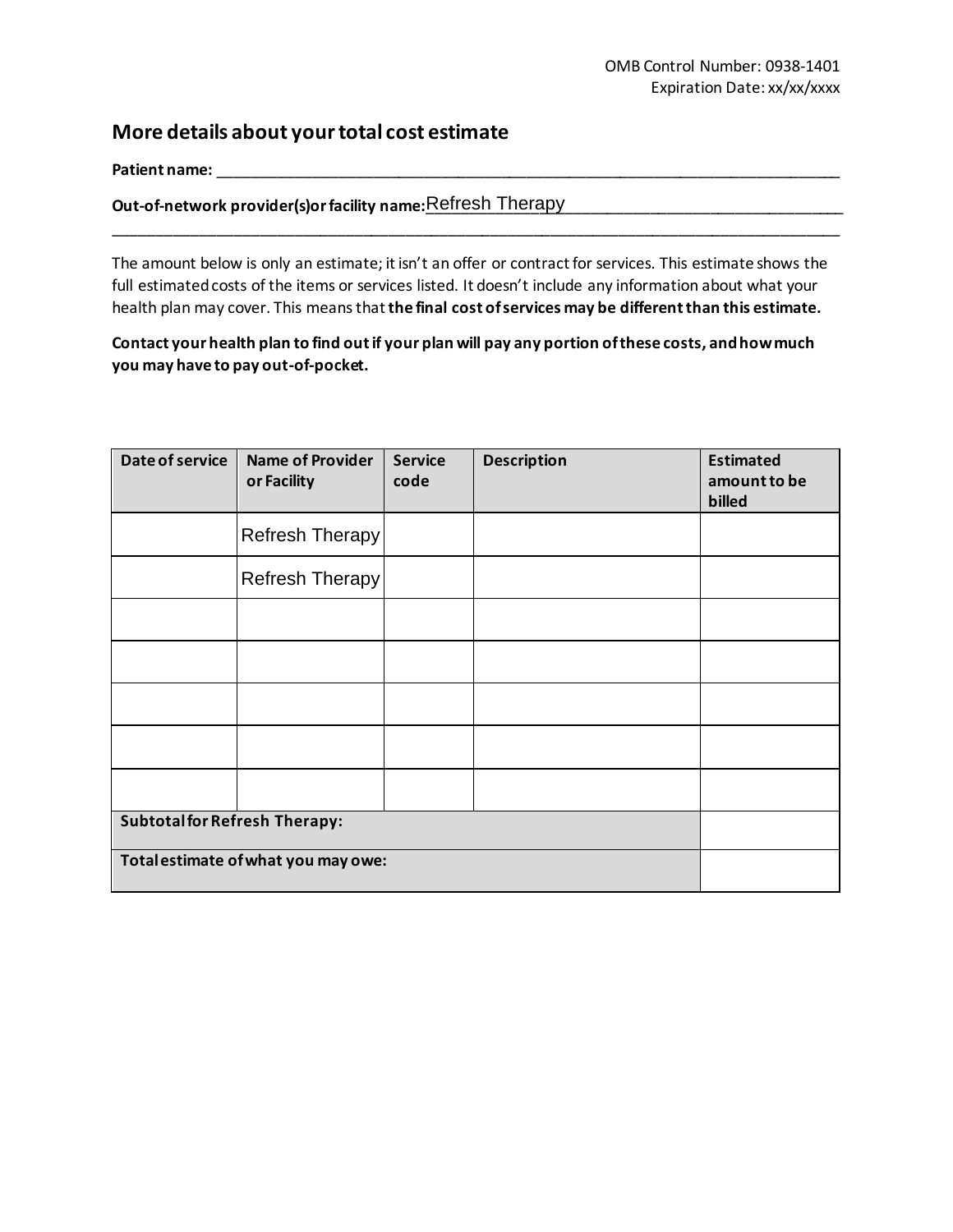OMB Control Number: 0938-1401
Expiration Date: xx/xx/xxxx

## More details about your total cost estimate

**Patient name:** ____________________________________________

**Out-of-network provider(s)or facility name:** Refresh Therapy ____________________________________________

____________________________________________

The amount below is only an estimate; it isn't an offer or contract for services. This estimate shows the full estimated costs of the items or services listed. It doesn't include any information about what your health plan may cover. This means that **the final cost of services may be different than this estimate.**

**Contact your health plan to find out if your plan will pay any portion of these costs, and how much you may have to pay out-of-pocket.**

| Date of service | Name of Provider or Facility | Service code | Description | Estimated amount to be billed |
|---|---|---|---|---|
| | Refresh Therapy | | | |
| | Refresh Therapy | | | |
| | | | | |
| | | | | |
| | | | | |
| | | | | |
| | | | | |
| **Subtotal for Refresh Therapy:** | | | | |
| **Total estimate of what you may owe:** | | | | |